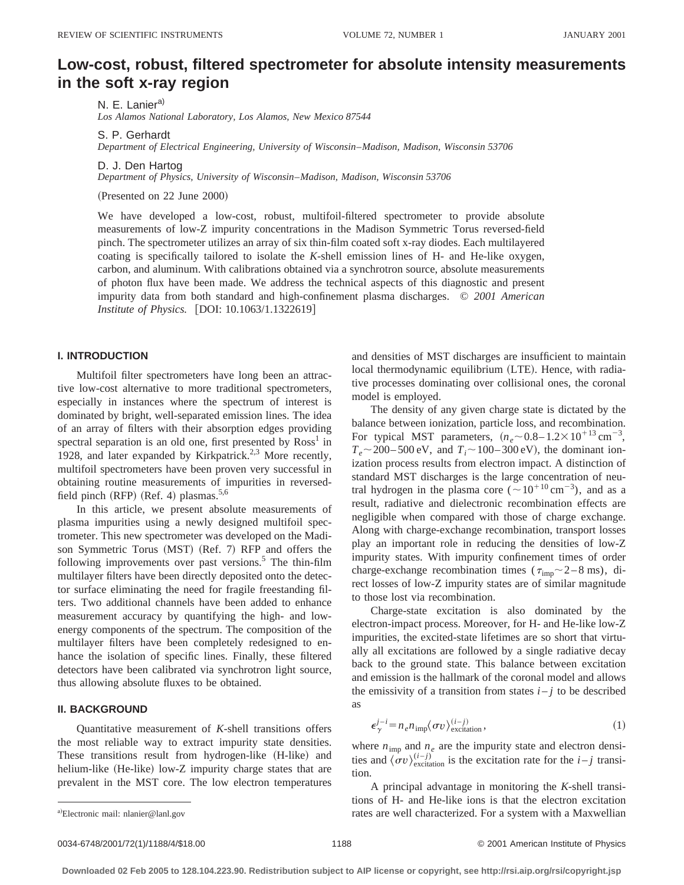# Low-cost, robust, filtered spectrometer for absolute intensity measurements in the soft x-ray region

N. E. Lanier[a]
*Los Alamos National Laboratory, Los Alamos, New Mexico 87544*

S. P. Gerhardt
*Department of Electrical Engineering, University of Wisconsin–Madison, Madison, Wisconsin 53706*

D. J. Den Hartog
*Department of Physics, University of Wisconsin–Madison, Madison, Wisconsin 53706*

(Presented on 22 June 2000)

We have developed a low-cost, robust, multifoil-filtered spectrometer to provide absolute measurements of low-Z impurity concentrations in the Madison Symmetric Torus reversed-field pinch. The spectrometer utilizes an array of six thin-film coated soft x-ray diodes. Each multilayered coating is specifically tailored to isolate the *K*-shell emission lines of H- and He-like oxygen, carbon, and aluminum. With calibrations obtained via a synchrotron source, absolute measurements of photon flux have been made. We address the technical aspects of this diagnostic and present impurity data from both standard and high-confinement plasma discharges. *© 2001 American Institute of Physics.* [DOI: 10.1063/1.1322619]

## I. INTRODUCTION

Multifoil filter spectrometers have long been an attractive low-cost alternative to more traditional spectrometers, especially in instances where the spectrum of interest is dominated by bright, well-separated emission lines. The idea of an array of filters with their absorption edges providing spectral separation is an old one, first presented by Ross[1] in 1928, and later expanded by Kirkpatrick.[2,3] More recently, multifoil spectrometers have been proven very successful in obtaining routine measurements of impurities in reversed-field pinch (RFP) (Ref. 4) plasmas.[5,6]

In this article, we present absolute measurements of plasma impurities using a newly designed multifoil spectrometer. This new spectrometer was developed on the Madison Symmetric Torus (MST) (Ref. 7) RFP and offers the following improvements over past versions.[5] The thin-film multilayer filters have been directly deposited onto the detector surface eliminating the need for fragile freestanding filters. Two additional channels have been added to enhance measurement accuracy by quantifying the high- and low-energy components of the spectrum. The composition of the multilayer filters have been completely redesigned to enhance the isolation of specific lines. Finally, these filtered detectors have been calibrated via synchrotron light source, thus allowing absolute fluxes to be obtained.

## II. BACKGROUND

Quantitative measurement of *K*-shell transitions offers the most reliable way to extract impurity state densities. These transitions result from hydrogen-like (H-like) and helium-like (He-like) low-Z impurity charge states that are prevalent in the MST core. The low electron temperatures and densities of MST discharges are insufficient to maintain local thermodynamic equilibrium (LTE). Hence, with radiative processes dominating over collisional ones, the coronal model is employed.

The density of any given charge state is dictated by the balance between ionization, particle loss, and recombination. For typical MST parameters, ($n_e \sim 0.8-1.2\times 10^{+13}\,\mathrm{cm}^{-3}$, $T_e \sim 200-500\,\mathrm{eV}$, and $T_i \sim 100-300\,\mathrm{eV}$), the dominant ionization process results from electron impact. A distinction of standard MST discharges is the large concentration of neutral hydrogen in the plasma core ($\sim 10^{+10}\,\mathrm{cm}^{-3}$), and as a result, radiative and dielectronic recombination effects are negligible when compared with those of charge exchange. Along with charge-exchange recombination, transport losses play an important role in reducing the densities of low-Z impurity states. With impurity confinement times of order charge-exchange recombination times ($\tau_{\mathrm{imp}} \sim 2-8\,\mathrm{ms}$), direct losses of low-Z impurity states are of similar magnitude to those lost via recombination.

Charge-state excitation is also dominated by the electron-impact process. Moreover, for H- and He-like low-Z impurities, the excited-state lifetimes are so short that virtually all excitations are followed by a single radiative decay back to the ground state. This balance between excitation and emission is the hallmark of the coronal model and allows the emissivity of a transition from states $i-j$ to be described as

$$\epsilon_{\gamma}^{j-i} = n_e n_{\mathrm{imp}} \langle \sigma v \rangle_{\mathrm{excitation}}^{(i-j)}, \tag{1}$$

where $n_{\mathrm{imp}}$ and $n_e$ are the impurity state and electron densities and $\langle \sigma v \rangle_{\mathrm{excitation}}^{(i-j)}$ is the excitation rate for the $i-j$ transition.

A principal advantage in monitoring the *K*-shell transitions of H- and He-like ions is that the electron excitation rates are well characterized. For a system with a Maxwellian

[a] Electronic mail: nlanier@lanl.gov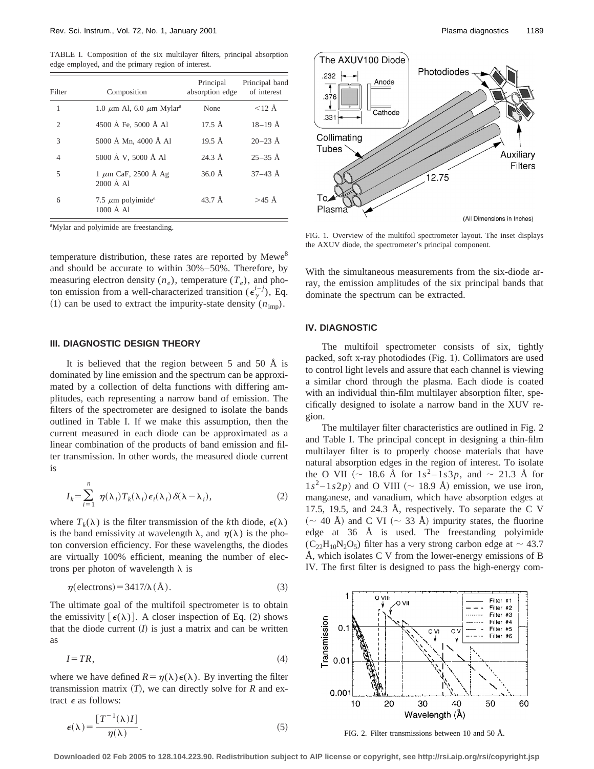TABLE I. Composition of the six multilayer filters, principal absorption edge employed, and the primary region of interest.

| Filter | Composition | Principal absorption edge | Principal band of interest |
|---|---|---|---|
| 1 | 1.0 μm Al, 6.0 μm Mylar[a] | None | <12 Å |
| 2 | 4500 Å Fe, 5000 Å Al | 17.5 Å | 18–19 Å |
| 3 | 5000 Å Mn, 4000 Å Al | 19.5 Å | 20–23 Å |
| 4 | 5000 Å V, 5000 Å Al | 24.3 Å | 25–35 Å |
| 5 | 1 μm CaF, 2500 Å Ag 2000 Å Al | 36.0 Å | 37–43 Å |
| 6 | 7.5 μm polyimide[a] 1000 Å Al | 43.7 Å | >45 Å |

[a]Mylar and polyimide are freestanding.

temperature distribution, these rates are reported by Mewe[8] and should be accurate to within 30%–50%. Therefore, by measuring electron density ($n_e$), temperature ($T_e$), and photon emission from a well-characterized transition ($\epsilon_\gamma^{i-j}$), Eq. (1) can be used to extract the impurity-state density ($n_{\text{imp}}$).

## III. DIAGNOSTIC DESIGN THEORY

It is believed that the region between 5 and 50 Å is dominated by line emission and the spectrum can be approximated by a collection of delta functions with differing amplitudes, each representing a narrow band of emission. The filters of the spectrometer are designed to isolate the bands outlined in Table I. If we make this assumption, then the current measured in each diode can be approximated as a linear combination of the products of band emission and filter transmission. In other words, the measured diode current is

$$I_k = \sum_{i=1}^{n} \eta(\lambda_i) T_k(\lambda_i) \epsilon_i(\lambda_i) \delta(\lambda - \lambda_i), \tag{2}$$

where $T_k(\lambda)$ is the filter transmission of the $k$th diode, $\epsilon(\lambda)$ is the band emissivity at wavelength $\lambda$, and $\eta(\lambda)$ is the photon conversion efficiency. For these wavelengths, the diodes are virtually 100% efficient, meaning the number of electrons per photon of wavelength $\lambda$ is

$$\eta(\text{electrons}) = 3417/\lambda(\text{Å}). \tag{3}$$

The ultimate goal of the multifoil spectrometer is to obtain the emissivity $[\epsilon(\lambda)]$. A closer inspection of Eq. (2) shows that the diode current ($I$) is just a matrix and can be written as

$$I = TR, \tag{4}$$

where we have defined $R = \eta(\lambda)\epsilon(\lambda)$. By inverting the filter transmission matrix ($T$), we can directly solve for $R$ and extract $\epsilon$ as follows:

$$\epsilon(\lambda) = \frac{[T^{-1}(\lambda) I]}{\eta(\lambda)}. \tag{5}$$

FIG. 1. Overview of the multifoil spectrometer layout. The inset displays the AXUV diode, the spectrometer's principal component.

With the simultaneous measurements from the six-diode array, the emission amplitudes of the six principal bands that dominate the spectrum can be extracted.

## IV. DIAGNOSTIC

The multifoil spectrometer consists of six, tightly packed, soft x-ray photodiodes (Fig. 1). Collimators are used to control light levels and assure that each channel is viewing a similar chord through the plasma. Each diode is coated with an individual thin-film multilayer absorption filter, specifically designed to isolate a narrow band in the XUV region.

The multilayer filter characteristics are outlined in Fig. 2 and Table I. The principal concept in designing a thin-film multilayer filter is to properly choose materials that have natural absorption edges in the region of interest. To isolate the O VII (~ 18.6 Å for $1s^2 - 1s3p$, and ~ 21.3 Å for $1s^2 - 1s2p$) and O VIII (~ 18.9 Å) emission, we use iron, manganese, and vanadium, which have absorption edges at 17.5, 19.5, and 24.3 Å, respectively. To separate the C V (~ 40 Å) and C VI (~ 33 Å) impurity states, the fluorine edge at 36 Å is used. The freestanding polyimide ($C_{22}H_{10}N_2O_5$) filter has a very strong carbon edge at ~ 43.7 Å, which isolates C V from the lower-energy emissions of B IV. The first filter is designed to pass the high-energy com-

FIG. 2. Filter transmissions between 10 and 50 Å.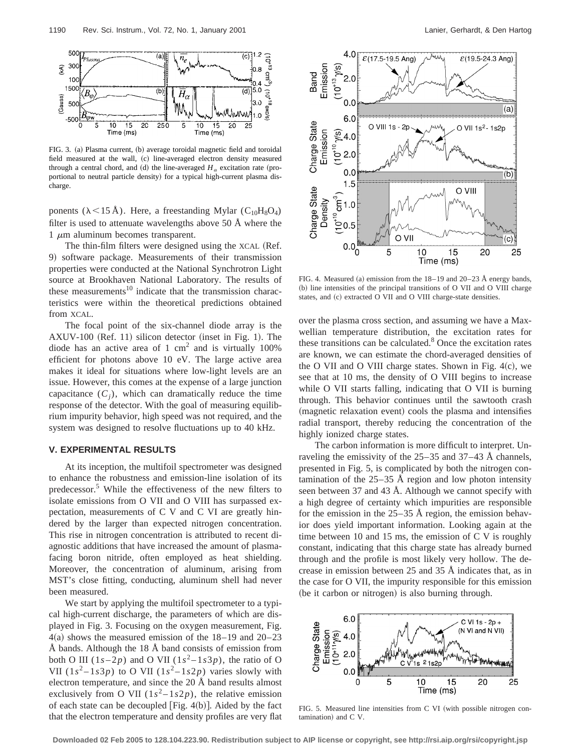FIG. 3. (a) Plasma current, (b) average toroidal magnetic field and toroidal field measured at the wall, (c) line-averaged electron density measured through a central chord, and (d) the line-averaged $H_\alpha$ excitation rate (proportional to neutral particle density) for a typical high-current plasma discharge.

ponents ($\lambda < 15$ Å). Here, a freestanding Mylar ($C_{10}H_8O_4$) filter is used to attenuate wavelengths above 50 Å where the 1 $\mu$m aluminum becomes transparent.

The thin-film filters were designed using the XCAL (Ref. 9) software package. Measurements of their transmission properties were conducted at the National Synchrotron Light source at Brookhaven National Laboratory. The results of these measurements[10] indicate that the transmission characteristics were within the theoretical predictions obtained from XCAL.

The focal point of the six-channel diode array is the AXUV-100 (Ref. 11) silicon detector (inset in Fig. 1). The diode has an active area of 1 cm$^2$ and is virtually 100% efficient for photons above 10 eV. The large active area makes it ideal for situations where low-light levels are an issue. However, this comes at the expense of a large junction capacitance ($C_j$), which can dramatically reduce the time response of the detector. With the goal of measuring equilibrium impurity behavior, high speed was not required, and the system was designed to resolve fluctuations up to 40 kHz.

## V. EXPERIMENTAL RESULTS

At its inception, the multifoil spectrometer was designed to enhance the robustness and emission-line isolation of its predecessor.[5] While the effectiveness of the new filters to isolate emissions from O VII and O VIII has surpassed expectation, measurements of C V and C VI are greatly hindered by the larger than expected nitrogen concentration. This rise in nitrogen concentration is attributed to recent diagnostic additions that have increased the amount of plasma-facing boron nitride, often employed as heat shielding. Moreover, the concentration of aluminum, arising from MST's close fitting, conducting, aluminum shell had never been measured.

We start by applying the multifoil spectrometer to a typical high-current discharge, the parameters of which are displayed in Fig. 3. Focusing on the oxygen measurement, Fig. 4(a) shows the measured emission of the 18–19 and 20–23 Å bands. Although the 18 Å band consists of emission from both O III ($1s-2p$) and O VII ($1s^2-1s3p$), the ratio of O VII ($1s^2-1s3p$) to O VII ($1s^2-1s2p$) varies slowly with electron temperature, and since the 20 Å band results almost exclusively from O VII ($1s^2-1s2p$), the relative emission of each state can be decoupled [Fig. 4(b)]. Aided by the fact that the electron temperature and density profiles are very flat

FIG. 4. Measured (a) emission from the 18–19 and 20–23 Å energy bands, (b) line intensities of the principal transitions of O VII and O VIII charge states, and (c) extracted O VII and O VIII charge-state densities.

over the plasma cross section, and assuming we have a Maxwellian temperature distribution, the excitation rates for these transitions can be calculated.[8] Once the excitation rates are known, we can estimate the chord-averaged densities of the O VII and O VIII charge states. Shown in Fig. 4(c), we see that at 10 ms, the density of O VIII begins to increase while O VII starts falling, indicating that O VII is burning through. This behavior continues until the sawtooth crash (magnetic relaxation event) cools the plasma and intensifies radial transport, thereby reducing the concentration of the highly ionized charge states.

The carbon information is more difficult to interpret. Unraveling the emissivity of the 25–35 and 37–43 Å channels, presented in Fig. 5, is complicated by both the nitrogen contamination of the 25–35 Å region and low photon intensity seen between 37 and 43 Å. Although we cannot specify with a high degree of certainty which impurities are responsible for the emission in the 25–35 Å region, the emission behavior does yield important information. Looking again at the time between 10 and 15 ms, the emission of C V is roughly constant, indicating that this charge state has already burned through and the profile is most likely very hollow. The decrease in emission between 25 and 35 Å indicates that, as in the case for O VII, the impurity responsible for this emission (be it carbon or nitrogen) is also burning through.

FIG. 5. Measured line intensities from C VI (with possible nitrogen contamination) and C V.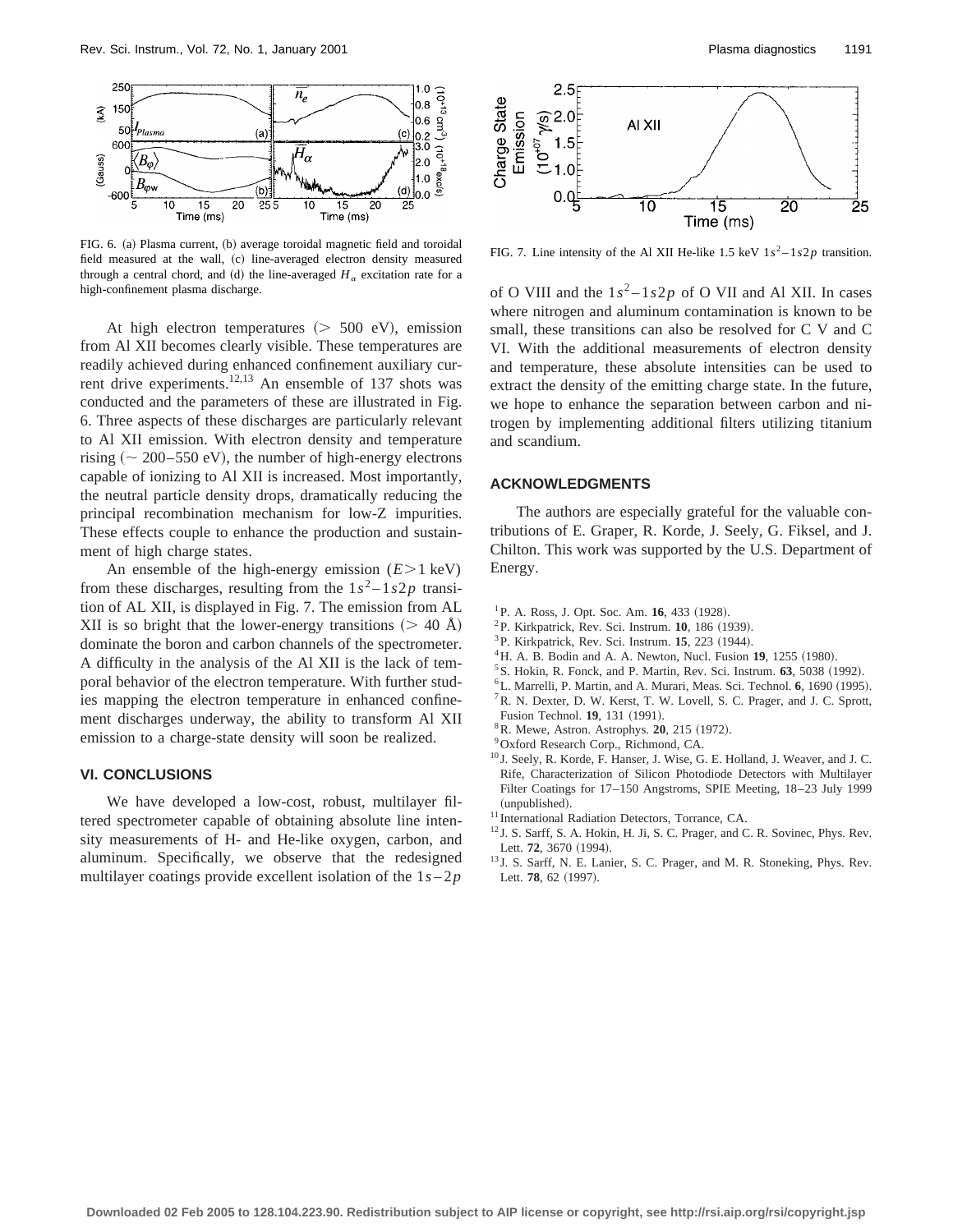250
150
50
(kA)
$I_{Plasma}$
(a)
600
0
-600
(Gauss)
$\langle B_\varphi \rangle$
$B_{\varphi w}$
(b)
5 10 15 20 25
Time (ms)
$\bar{n}_e$
1.0
0.8
0.6
0.2
$(10^{+13}\,cm^3)$
(c)
$\bar{H}_\alpha$
3.0
2.0
1.0
0.0
$(10^{+18}exc/s)$
(d)
5 10 15 20 25
Time (ms)

FIG. 6. (a) Plasma current, (b) average toroidal magnetic field and toroidal field measured at the wall, (c) line-averaged electron density measured through a central chord, and (d) the line-averaged $H_\alpha$ excitation rate for a high-confinement plasma discharge.

At high electron temperatures (> 500 eV), emission from Al XII becomes clearly visible. These temperatures are readily achieved during enhanced confinement auxiliary current drive experiments.[12,13] An ensemble of 137 shots was conducted and the parameters of these are illustrated in Fig. 6. Three aspects of these discharges are particularly relevant to Al XII emission. With electron density and temperature rising (~ 200–550 eV), the number of high-energy electrons capable of ionizing to Al XII is increased. Most importantly, the neutral particle density drops, dramatically reducing the principal recombination mechanism for low-Z impurities. These effects couple to enhance the production and sustainment of high charge states.

An ensemble of the high-energy emission ($E>1$ keV) from these discharges, resulting from the $1s^2-1s2p$ transition of AL XII, is displayed in Fig. 7. The emission from AL XII is so bright that the lower-energy transitions (> 40 Å) dominate the boron and carbon channels of the spectrometer. A difficulty in the analysis of the Al XII is the lack of temporal behavior of the electron temperature. With further studies mapping the electron temperature in enhanced confinement discharges underway, the ability to transform Al XII emission to a charge-state density will soon be realized.

## VI. CONCLUSIONS

We have developed a low-cost, robust, multilayer filtered spectrometer capable of obtaining absolute line intensity measurements of H- and He-like oxygen, carbon, and aluminum. Specifically, we observe that the redesigned multilayer coatings provide excellent isolation of the $1s-2p$ of O VIII and the $1s^2-1s2p$ of O VII and Al XII. In cases where nitrogen and aluminum contamination is known to be small, these transitions can also be resolved for C V and C VI. With the additional measurements of electron density and temperature, these absolute intensities can be used to extract the density of the emitting charge state. In the future, we hope to enhance the separation between carbon and nitrogen by implementing additional filters utilizing titanium and scandium.

Charge State Emission $(10^{+07}\,\gamma/s)$
2.5
2.0
1.5
1.0
0.0
Al XII
5 10 15 20 25
Time (ms)

FIG. 7. Line intensity of the Al XII He-like 1.5 keV $1s^2-1s2p$ transition.

## ACKNOWLEDGMENTS

The authors are especially grateful for the valuable contributions of E. Graper, R. Korde, J. Seely, G. Fiksel, and J. Chilton. This work was supported by the U.S. Department of Energy.

[1] P. A. Ross, J. Opt. Soc. Am. **16**, 433 (1928).
[2] P. Kirkpatrick, Rev. Sci. Instrum. **10**, 186 (1939).
[3] P. Kirkpatrick, Rev. Sci. Instrum. **15**, 223 (1944).
[4] H. A. B. Bodin and A. A. Newton, Nucl. Fusion **19**, 1255 (1980).
[5] S. Hokin, R. Fonck, and P. Martin, Rev. Sci. Instrum. **63**, 5038 (1992).
[6] L. Marrelli, P. Martin, and A. Murari, Meas. Sci. Technol. **6**, 1690 (1995).
[7] R. N. Dexter, D. W. Kerst, T. W. Lovell, S. C. Prager, and J. C. Sprott, Fusion Technol. **19**, 131 (1991).
[8] R. Mewe, Astron. Astrophys. **20**, 215 (1972).
[9] Oxford Research Corp., Richmond, CA.
[10] J. Seely, R. Korde, F. Hanser, J. Wise, G. E. Holland, J. Weaver, and J. C. Rife, Characterization of Silicon Photodiode Detectors with Multilayer Filter Coatings for 17–150 Angstroms, SPIE Meeting, 18–23 July 1999 (unpublished).
[11] International Radiation Detectors, Torrance, CA.
[12] J. S. Sarff, S. A. Hokin, H. Ji, S. C. Prager, and C. R. Sovinec, Phys. Rev. Lett. **72**, 3670 (1994).
[13] J. S. Sarff, N. E. Lanier, S. C. Prager, and M. R. Stoneking, Phys. Rev. Lett. **78**, 62 (1997).